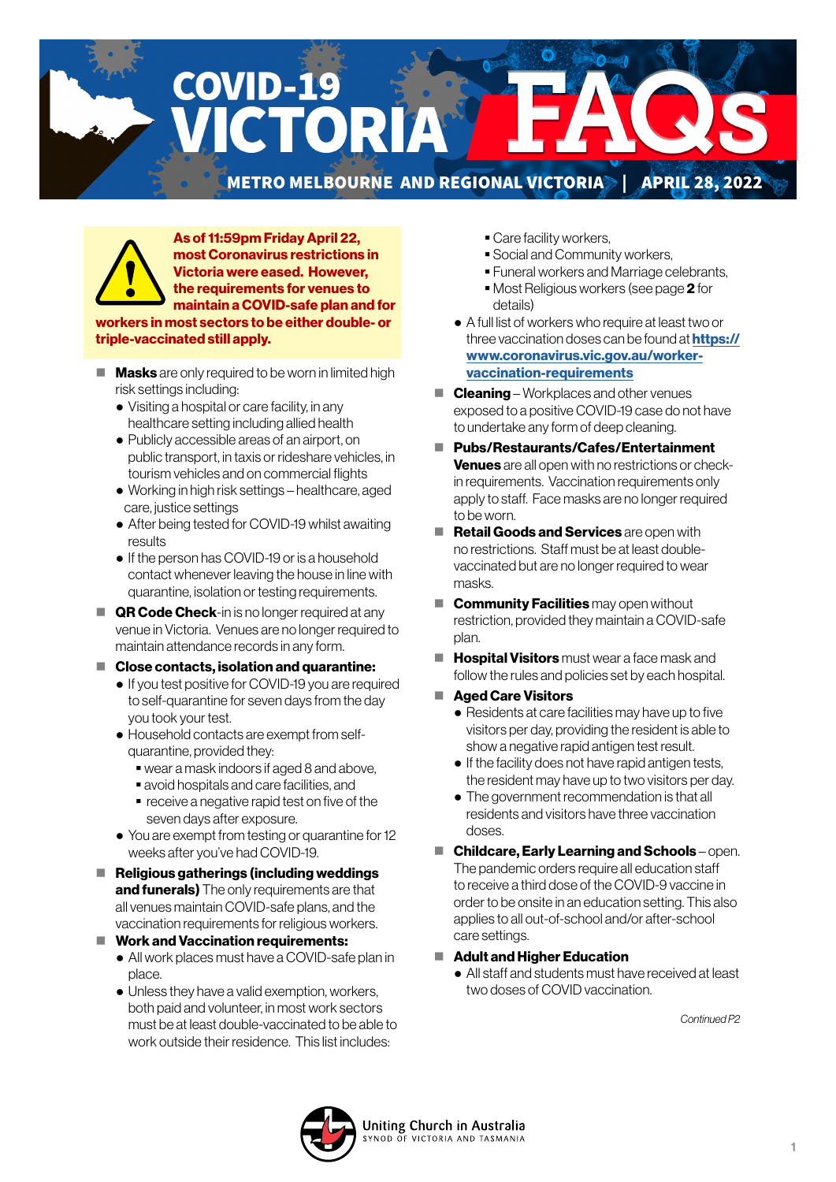# COVID-19 VICTORIA FAQs

**METRO MELBOURNE AND REGIONAL VICTORIA | APRIL 28, 2022**

**As of 11:59pm Friday April 22, most Coronavirus restrictions in Victoria were eased. However, the requirements for venues to maintain a COVID-safe plan and for workers in most sectors to be either double- or triple-vaccinated still apply.**

- **Masks** are only required to be worn in limited high risk settings including:
  - Visiting a hospital or care facility, in any healthcare setting including allied health
  - Publicly accessible areas of an airport, on public transport, in taxis or rideshare vehicles, in tourism vehicles and on commercial flights
  - Working in high risk settings – healthcare, aged care, justice settings
  - After being tested for COVID-19 whilst awaiting results
  - If the person has COVID-19 or is a household contact whenever leaving the house in line with quarantine, isolation or testing requirements.
- **QR Code Check**-in is no longer required at any venue in Victoria. Venues are no longer required to maintain attendance records in any form.
- **Close contacts, isolation and quarantine:**
  - If you test positive for COVID-19 you are required to self-quarantine for seven days from the day you took your test.
  - Household contacts are exempt from self-quarantine, provided they:
    - wear a mask indoors if aged 8 and above,
    - avoid hospitals and care facilities, and
    - receive a negative rapid test on five of the seven days after exposure.
  - You are exempt from testing or quarantine for 12 weeks after you've had COVID-19.
- **Religious gatherings (including weddings and funerals)** The only requirements are that all venues maintain COVID-safe plans, and the vaccination requirements for religious workers.
- **Work and Vaccination requirements:**
  - All work places must have a COVID-safe plan in place.
  - Unless they have a valid exemption, workers, both paid and volunteer, in most work sectors must be at least double-vaccinated to be able to work outside their residence. This list includes:
    - Care facility workers,
    - Social and Community workers,
    - Funeral workers and Marriage celebrants,
    - Most Religious workers (see page **2** for details)
  - A full list of workers who require at least two or three vaccination doses can be found at **https://www.coronavirus.vic.gov.au/worker-vaccination-requirements**
- **Cleaning** – Workplaces and other venues exposed to a positive COVID-19 case do not have to undertake any form of deep cleaning.
- **Pubs/Restaurants/Cafes/Entertainment Venues** are all open with no restrictions or check-in requirements. Vaccination requirements only apply to staff. Face masks are no longer required to be worn.
- **Retail Goods and Services** are open with no restrictions. Staff must be at least double-vaccinated but are no longer required to wear masks.
- **Community Facilities** may open without restriction, provided they maintain a COVID-safe plan.
- **Hospital Visitors** must wear a face mask and follow the rules and policies set by each hospital.
- **Aged Care Visitors**
  - Residents at care facilities may have up to five visitors per day, providing the resident is able to show a negative rapid antigen test result.
  - If the facility does not have rapid antigen tests, the resident may have up to two visitors per day.
  - The government recommendation is that all residents and visitors have three vaccination doses.
- **Childcare, Early Learning and Schools** – open. The pandemic orders require all education staff to receive a third dose of the COVID-9 vaccine in order to be onsite in an education setting. This also applies to all out-of-school and/or after-school care settings.
- **Adult and Higher Education**
  - All staff and students must have received at least two doses of COVID vaccination.

*Continued P2*

Uniting Church in Australia
SYNOD OF VICTORIA AND TASMANIA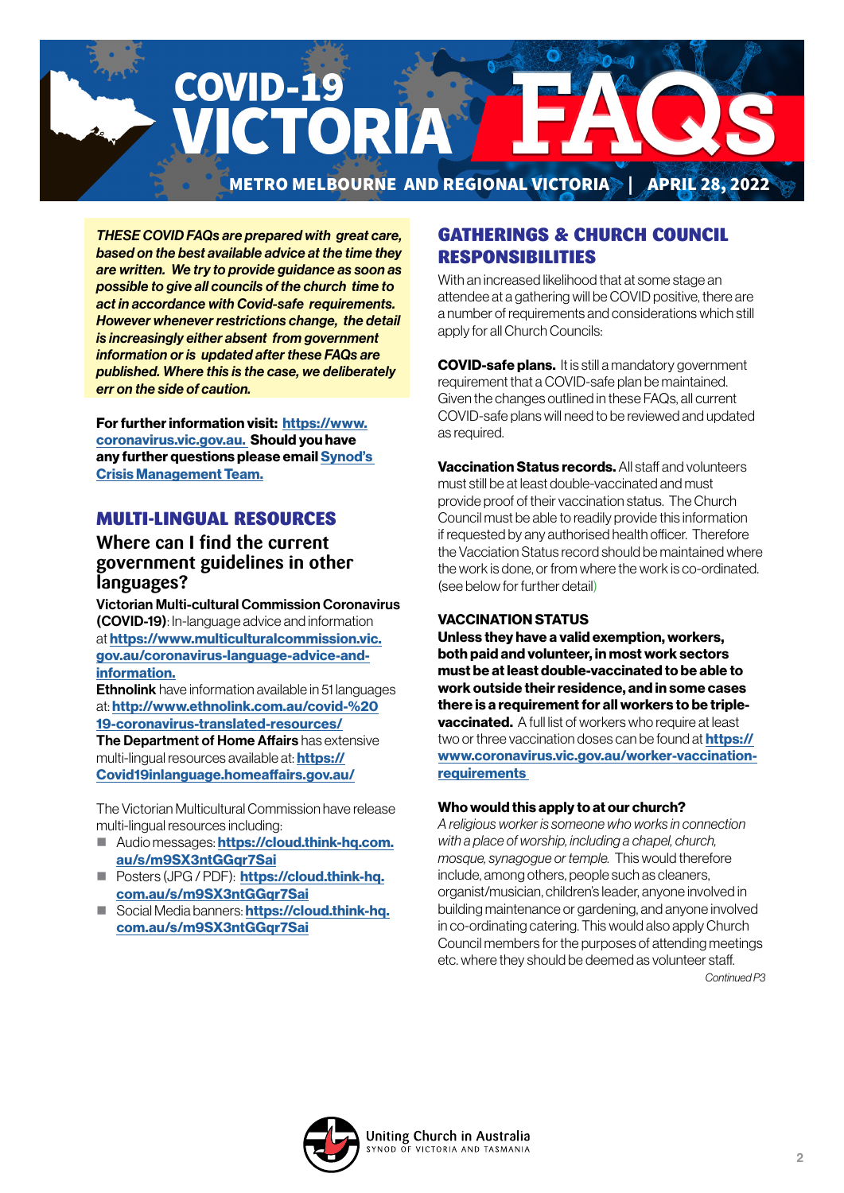# COVID-19 VICTORIA FAQs

METRO MELBOURNE AND REGIONAL VICTORIA | APRIL 28, 2022

***THESE COVID FAQs are prepared with great care, based on the best available advice at the time they are written. We try to provide guidance as soon as possible to give all councils of the church time to act in accordance with Covid-safe requirements. However whenever restrictions change, the detail is increasingly either absent from government information or is updated after these FAQs are published. Where this is the case, we deliberately err on the side of caution.***

**For further information visit: https://www.coronavirus.vic.gov.au. Should you have any further questions please email Synod's Crisis Management Team.**

## MULTI-LINGUAL RESOURCES

### Where can I find the current government guidelines in other languages?

**Victorian Multi-cultural Commission Coronavirus (COVID-19)**: In-language advice and information at **https://www.multiculturalcommission.vic.gov.au/coronavirus-language-advice-and-information.**

**Ethnolink** have information available in 51 languages at: **http://www.ethnolink.com.au/covid-%2019-coronavirus-translated-resources/**

**The Department of Home Affairs** has extensive multi-lingual resources available at: **https://Covid19inlanguage.homeaffairs.gov.au/**

The Victorian Multicultural Commission have release multi-lingual resources including:

- Audio messages: **https://cloud.think-hq.com.au/s/m9SX3ntGGqr7Sai**
- Posters (JPG / PDF): **https://cloud.think-hq.com.au/s/m9SX3ntGGqr7Sai**
- Social Media banners: **https://cloud.think-hq.com.au/s/m9SX3ntGGqr7Sai**

## GATHERINGS & CHURCH COUNCIL RESPONSIBILITIES

With an increased likelihood that at some stage an attendee at a gathering will be COVID positive, there are a number of requirements and considerations which still apply for all Church Councils:

**COVID-safe plans.** It is still a mandatory government requirement that a COVID-safe plan be maintained. Given the changes outlined in these FAQs, all current COVID-safe plans will need to be reviewed and updated as required.

**Vaccination Status records.** All staff and volunteers must still be at least double-vaccinated and must provide proof of their vaccination status. The Church Council must be able to readily provide this information if requested by any authorised health officer. Therefore the Vacciation Status record should be maintained where the work is done, or from where the work is co-ordinated. (see below for further detail)

### VACCINATION STATUS

**Unless they have a valid exemption, workers, both paid and volunteer, in most work sectors must be at least double-vaccinated to be able to work outside their residence, and in some cases there is a requirement for all workers to be triple-vaccinated.** A full list of workers who require at least two or three vaccination doses can be found at **https://www.coronavirus.vic.gov.au/worker-vaccination-requirements**

### Who would this apply to at our church?

*A religious worker is someone who works in connection with a place of worship, including a chapel, church, mosque, synagogue or temple.* This would therefore include, among others, people such as cleaners, organist/musician, children's leader, anyone involved in building maintenance or gardening, and anyone involved in co-ordinating catering. This would also apply Church Council members for the purposes of attending meetings etc. where they should be deemed as volunteer staff.

*Continued P3*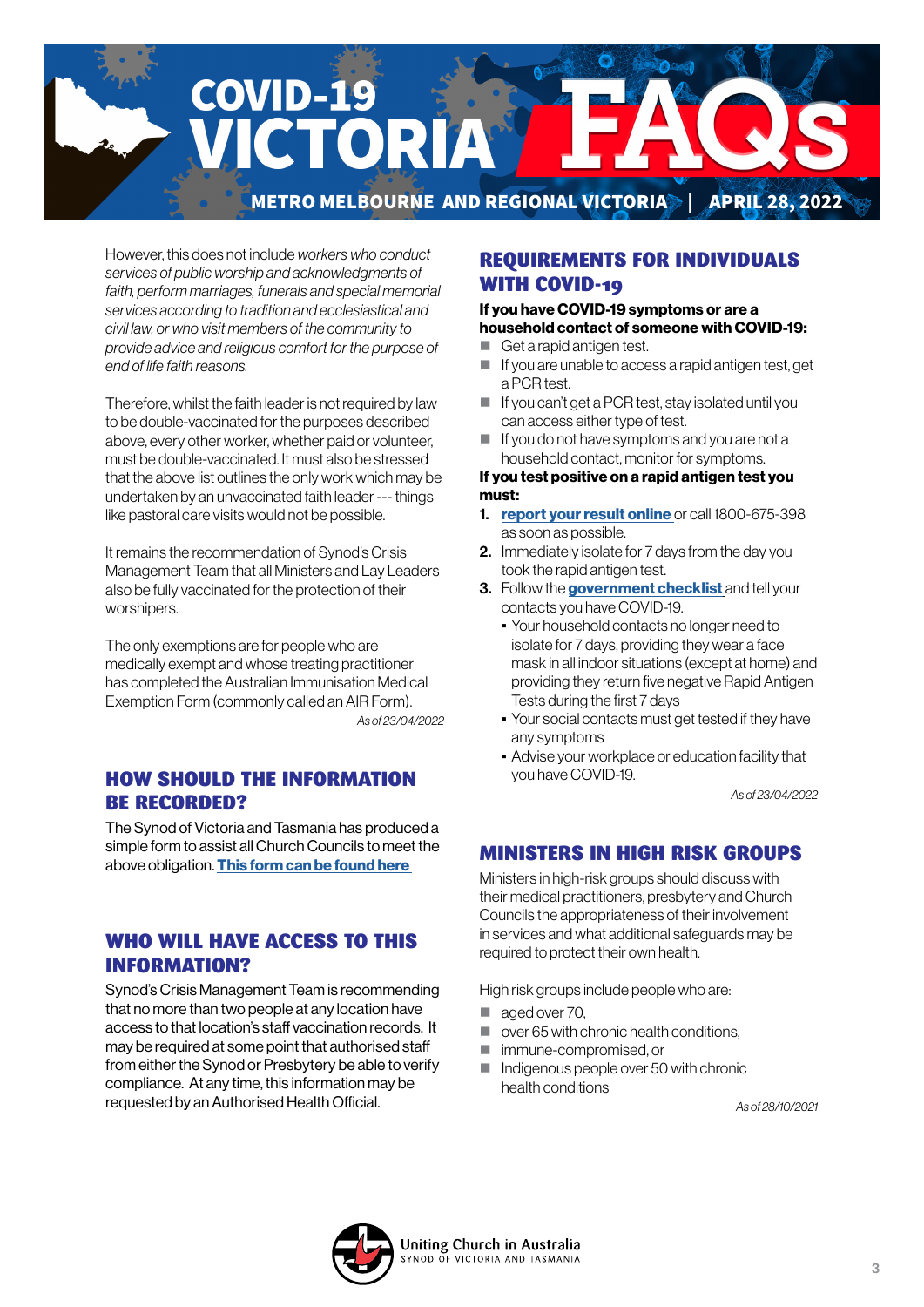However, this does not include *workers who conduct services of public worship and acknowledgments of faith, perform marriages, funerals and special memorial services according to tradition and ecclesiastical and civil law, or who visit members of the community to provide advice and religious comfort for the purpose of end of life faith reasons.*

Therefore, whilst the faith leader is not required by law to be double-vaccinated for the purposes described above, every other worker, whether paid or volunteer, must be double-vaccinated. It must also be stressed that the above list outlines the only work which may be undertaken by an unvaccinated faith leader --- things like pastoral care visits would not be possible.

It remains the recommendation of Synod's Crisis Management Team that all Ministers and Lay Leaders also be fully vaccinated for the protection of their worshipers.

The only exemptions are for people who are medically exempt and whose treating practitioner has completed the Australian Immunisation Medical Exemption Form (commonly called an AIR Form).

*As of 23/04/2022*

## HOW SHOULD THE INFORMATION BE RECORDED?

The Synod of Victoria and Tasmania has produced a simple form to assist all Church Councils to meet the above obligation. **This form can be found here**

## WHO WILL HAVE ACCESS TO THIS INFORMATION?

Synod's Crisis Management Team is recommending that no more than two people at any location have access to that location's staff vaccination records. It may be required at some point that authorised staff from either the Synod or Presbytery be able to verify compliance. At any time, this information may be requested by an Authorised Health Official.

## REQUIREMENTS FOR INDIVIDUALS WITH COVID-19

**If you have COVID-19 symptoms or are a household contact of someone with COVID-19:**

- Get a rapid antigen test.
- If you are unable to access a rapid antigen test, get a PCR test.
- If you can't get a PCR test, stay isolated until you can access either type of test.
- If you do not have symptoms and you are not a household contact, monitor for symptoms.

**If you test positive on a rapid antigen test you must:**

1. **report your result online** or call 1800-675-398 as soon as possible.
2. Immediately isolate for 7 days from the day you took the rapid antigen test.
3. Follow the **government checklist** and tell your contacts you have COVID-19.
   - Your household contacts no longer need to isolate for 7 days, providing they wear a face mask in all indoor situations (except at home) and providing they return five negative Rapid Antigen Tests during the first 7 days
   - Your social contacts must get tested if they have any symptoms
   - Advise your workplace or education facility that you have COVID-19.

*As of 23/04/2022*

## MINISTERS IN HIGH RISK GROUPS

Ministers in high-risk groups should discuss with their medical practitioners, presbytery and Church Councils the appropriateness of their involvement in services and what additional safeguards may be required to protect their own health.

High risk groups include people who are:

- aged over 70,
- over 65 with chronic health conditions,
- immune-compromised, or
- Indigenous people over 50 with chronic health conditions

*As of 28/10/2021*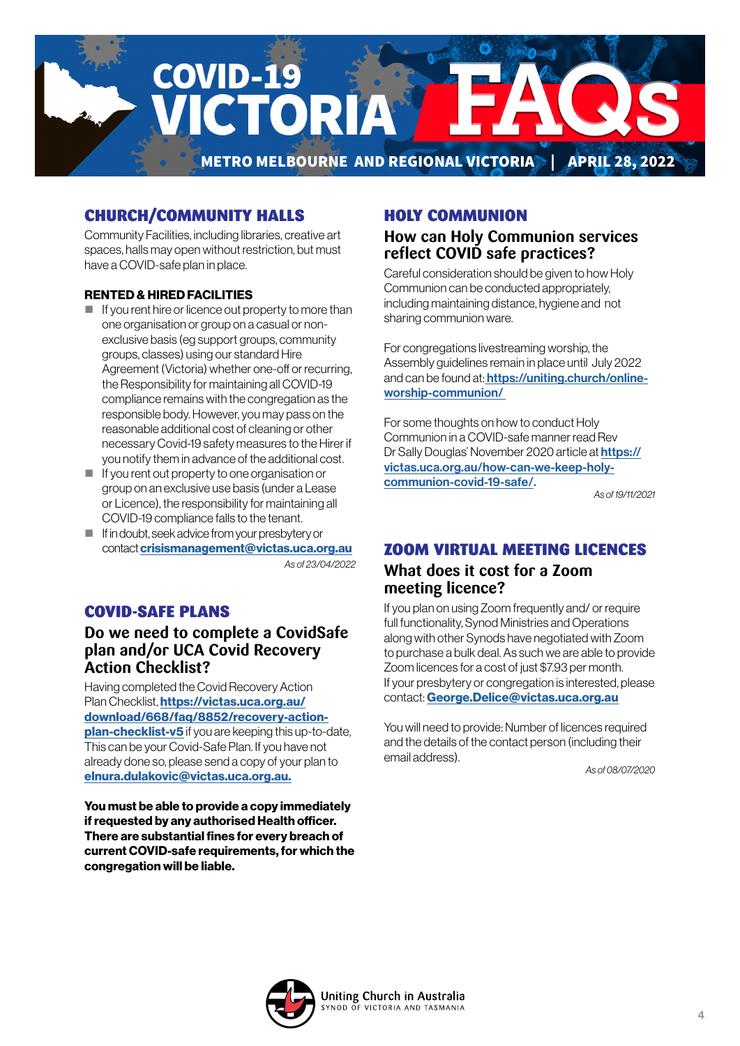# COVID-19 VICTORIA FAQs

**METRO MELBOURNE AND REGIONAL VICTORIA | APRIL 28, 2022**

## CHURCH/COMMUNITY HALLS

Community Facilities, including libraries, creative art spaces, halls may open without restriction, but must have a COVID-safe plan in place.

### RENTED & HIRED FACILITIES

- If you rent hire or licence out property to more than one organisation or group on a casual or non-exclusive basis (eg support groups, community groups, classes) using our standard Hire Agreement (Victoria) whether one-off or recurring, the Responsibility for maintaining all COVID-19 compliance remains with the congregation as the responsible body. However, you may pass on the reasonable additional cost of cleaning or other necessary Covid-19 safety measures to the Hirer if you notify them in advance of the additional cost.
- If you rent out property to one organisation or group on an exclusive use basis (under a Lease or Licence), the responsibility for maintaining all COVID-19 compliance falls to the tenant.
- If in doubt, seek advice from your presbytery or contact **crisismanagement@victas.uca.org.au**

*As of 23/04/2022*

## COVID-SAFE PLANS

### Do we need to complete a CovidSafe plan and/or UCA Covid Recovery Action Checklist?

Having completed the Covid Recovery Action Plan Checklist, **https://victas.uca.org.au/download/668/faq/8852/recovery-action-plan-checklist-v5** if you are keeping this up-to-date, This can be your Covid-Safe Plan. If you have not already done so, please send a copy of your plan to **elnura.dulakovic@victas.uca.org.au.**

**You must be able to provide a copy immediately if requested by any authorised Health officer. There are substantial fines for every breach of current COVID-safe requirements, for which the congregation will be liable.**

## HOLY COMMUNION

### How can Holy Communion services reflect COVID safe practices?

Careful consideration should be given to how Holy Communion can be conducted appropriately, including maintaining distance, hygiene and not sharing communion ware.

For congregations livestreaming worship, the Assembly guidelines remain in place until July 2022 and can be found at: **https://uniting.church/online-worship-communion/**

For some thoughts on how to conduct Holy Communion in a COVID-safe manner read Rev Dr Sally Douglas' November 2020 article at **https://victas.uca.org.au/how-can-we-keep-holy-communion-covid-19-safe/.**

*As of 19/11/2021*

## ZOOM VIRTUAL MEETING LICENCES

### What does it cost for a Zoom meeting licence?

If you plan on using Zoom frequently and/ or require full functionality, Synod Ministries and Operations along with other Synods have negotiated with Zoom to purchase a bulk deal. As such we are able to provide Zoom licences for a cost of just $7.93 per month. If your presbytery or congregation is interested, please contact: **George.Delice@victas.uca.org.au**

You will need to provide: Number of licences required and the details of the contact person (including their email address).

*As of 08/07/2020*

Uniting Church in Australia
SYNOD OF VICTORIA AND TASMANIA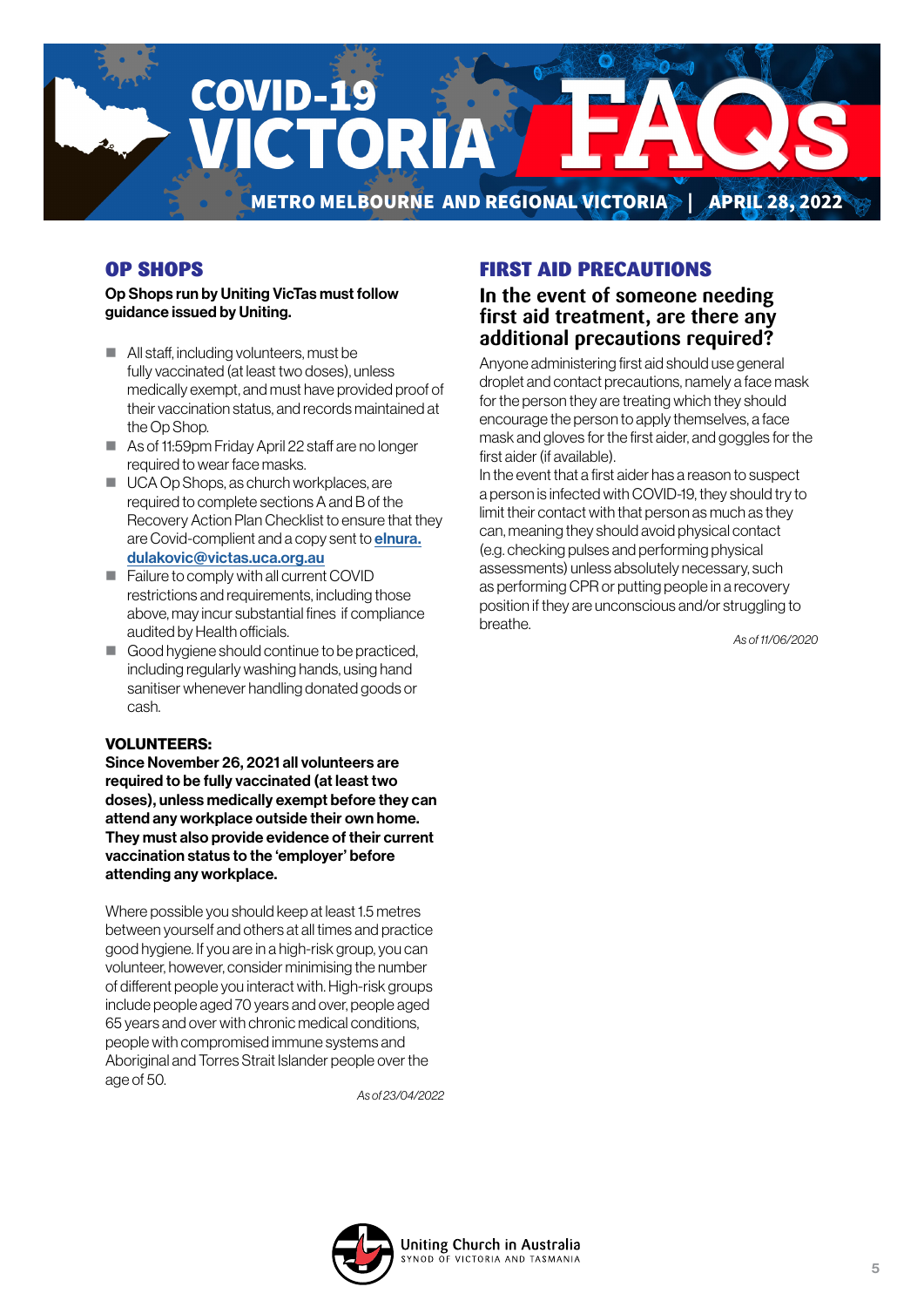# COVID-19 VICTORIA FAQs

METRO MELBOURNE AND REGIONAL VICTORIA | APRIL 28, 2022

## OP SHOPS

**Op Shops run by Uniting VicTas must follow guidance issued by Uniting.**

- All staff, including volunteers, must be fully vaccinated (at least two doses), unless medically exempt, and must have provided proof of their vaccination status, and records maintained at the Op Shop.
- As of 11:59pm Friday April 22 staff are no longer required to wear face masks.
- UCA Op Shops, as church workplaces, are required to complete sections A and B of the Recovery Action Plan Checklist to ensure that they are Covid-complient and a copy sent to **elnura.dulakovic@victas.uca.org.au**
- Failure to comply with all current COVID restrictions and requirements, including those above, may incur substantial fines if compliance audited by Health officials.
- Good hygiene should continue to be practiced, including regularly washing hands, using hand sanitiser whenever handling donated goods or cash.

**VOLUNTEERS:**
**Since November 26, 2021 all volunteers are required to be fully vaccinated (at least two doses), unless medically exempt before they can attend any workplace outside their own home. They must also provide evidence of their current vaccination status to the 'employer' before attending any workplace.**

Where possible you should keep at least 1.5 metres between yourself and others at all times and practice good hygiene. If you are in a high-risk group, you can volunteer, however, consider minimising the number of different people you interact with. High-risk groups include people aged 70 years and over, people aged 65 years and over with chronic medical conditions, people with compromised immune systems and Aboriginal and Torres Strait Islander people over the age of 50.

*As of 23/04/2022*

## FIRST AID PRECAUTIONS

### In the event of someone needing first aid treatment, are there any additional precautions required?

Anyone administering first aid should use general droplet and contact precautions, namely a face mask for the person they are treating which they should encourage the person to apply themselves, a face mask and gloves for the first aider, and goggles for the first aider (if available).

In the event that a first aider has a reason to suspect a person is infected with COVID-19, they should try to limit their contact with that person as much as they can, meaning they should avoid physical contact (e.g. checking pulses and performing physical assessments) unless absolutely necessary, such as performing CPR or putting people in a recovery position if they are unconscious and/or struggling to breathe.

*As of 11/06/2020*

Uniting Church in Australia
SYNOD OF VICTORIA AND TASMANIA